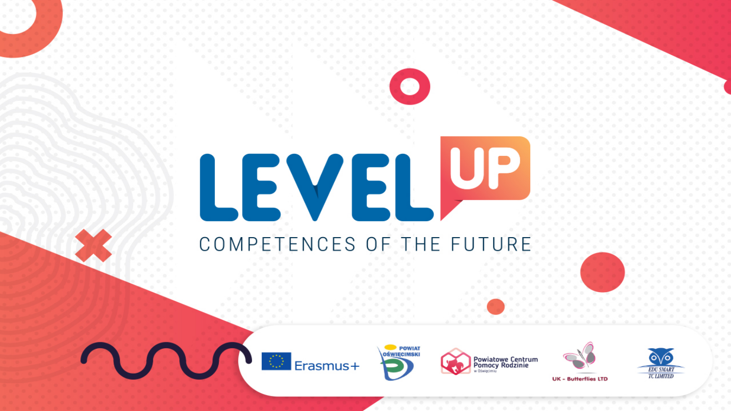# LEVEL UP

## COMPETENCES OF THE FUTURE

Erasmus+

POWIAT OŚWIĘCIMSKI

Powiatowe Centrum Pomocy Rodzinie w Oświęcimiu

UK - Butterflies LTD

EDU SMART TC LIMITED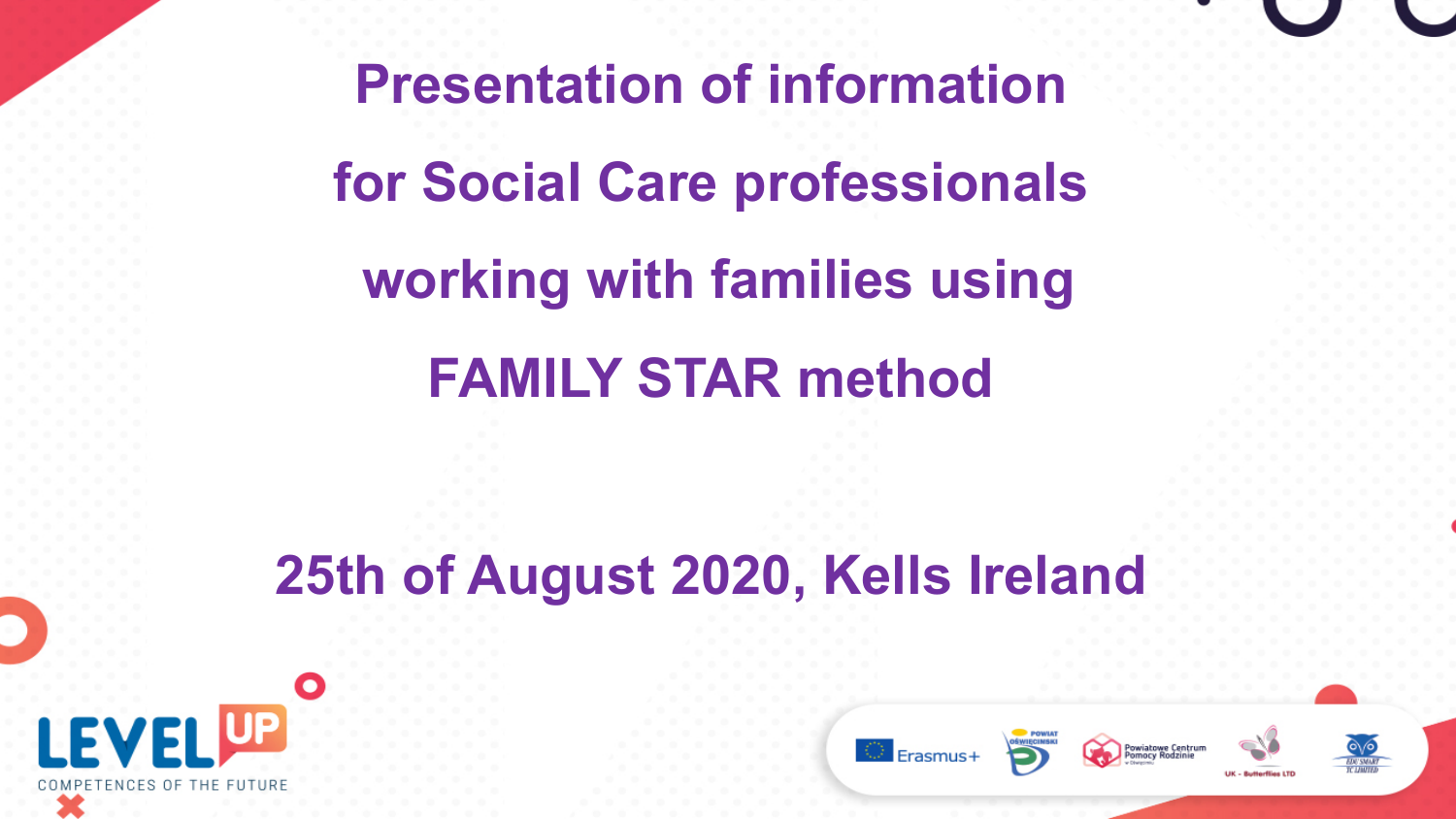# Presentation of information for Social Care professionals working with families using FAMILY STAR method

## 25th of August 2020, Kells Ireland

LEVEL UP

COMPETENCES OF THE FUTURE

Erasmus+

POWIAT OŚWIĘCIMSKI

Powiatowe Centrum Pomocy Rodzinie w Oświęcimiu

UK - Butterflies LTD

EDU SMART TC LIMITED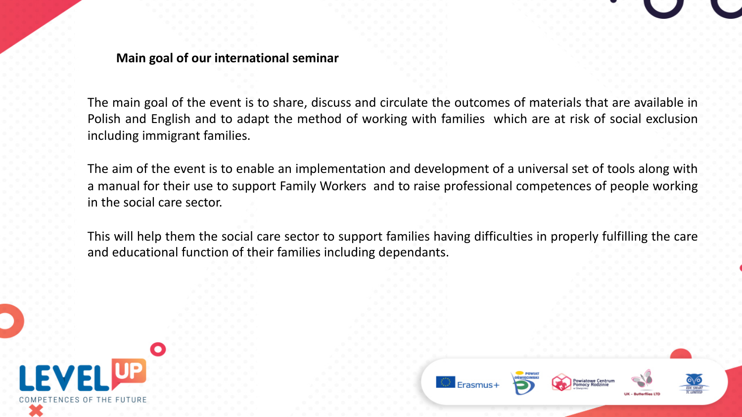**Main goal of our international seminar**

The main goal of the event is to share, discuss and circulate the outcomes of materials that are available in Polish and English and to adapt the method of working with families which are at risk of social exclusion including immigrant families.

The aim of the event is to enable an implementation and development of a universal set of tools along with a manual for their use to support Family Workers and to raise professional competences of people working in the social care sector.

This will help them the social care sector to support families having difficulties in properly fulfilling the care and educational function of their families including dependants.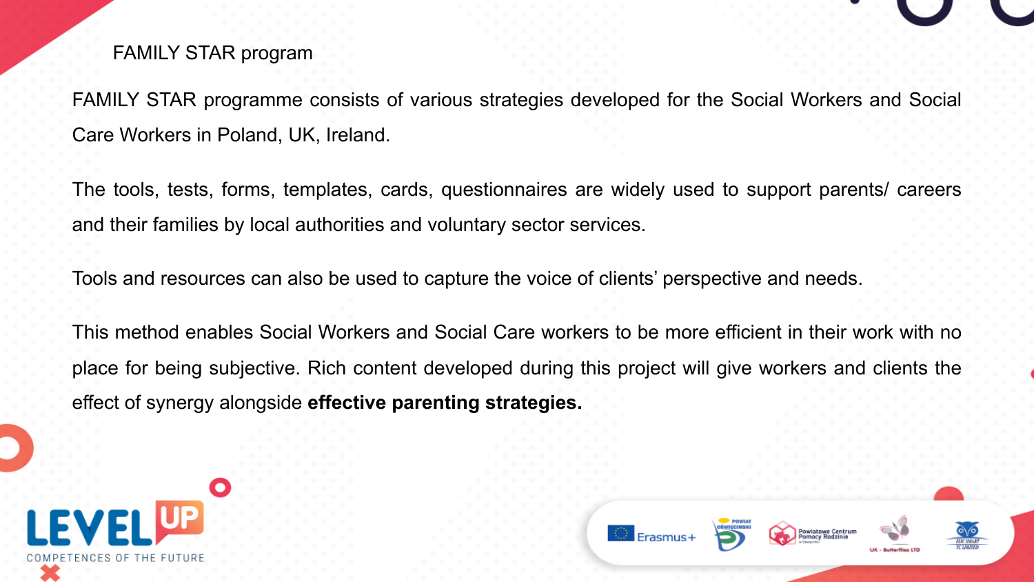## FAMILY STAR program

FAMILY STAR programme consists of various strategies developed for the Social Workers and Social Care Workers in Poland, UK, Ireland.

The tools, tests, forms, templates, cards, questionnaires are widely used to support parents/ careers and their families by local authorities and voluntary sector services.

Tools and resources can also be used to capture the voice of clients' perspective and needs.

This method enables Social Workers and Social Care workers to be more efficient in their work with no place for being subjective. Rich content developed during this project will give workers and clients the effect of synergy alongside **effective parenting strategies.**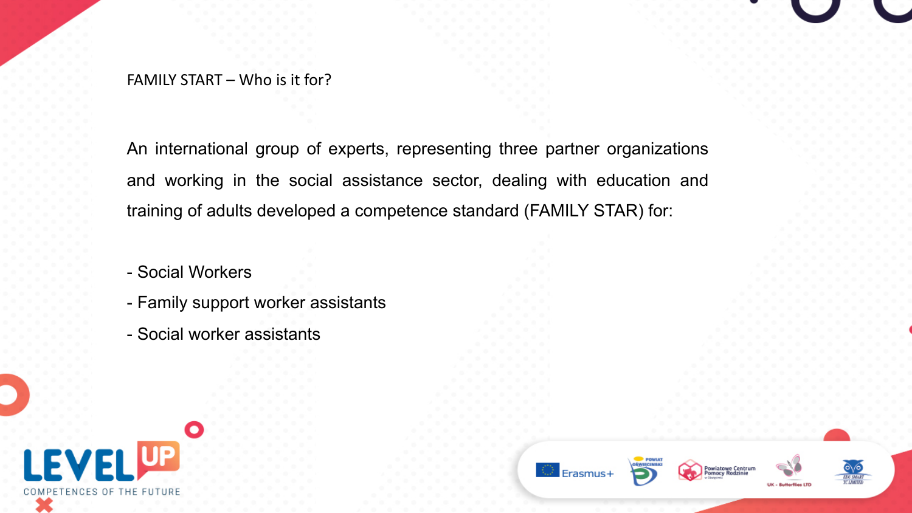## FAMILY START – Who is it for?

An international group of experts, representing three partner organizations and working in the social assistance sector, dealing with education and training of adults developed a competence standard (FAMILY STAR) for:

- Social Workers
- Family support worker assistants
- Social worker assistants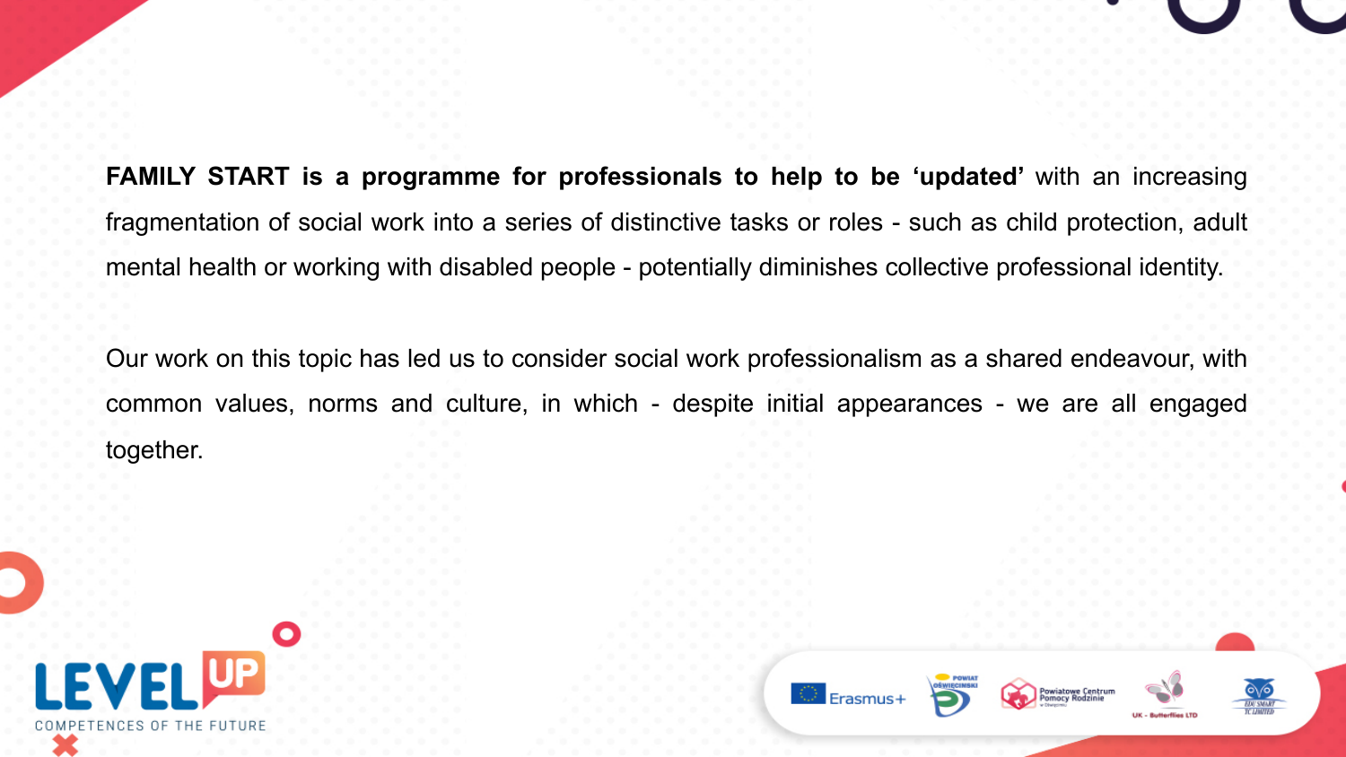**FAMILY START is a programme for professionals to help to be 'updated'** with an increasing fragmentation of social work into a series of distinctive tasks or roles - such as child protection, adult mental health or working with disabled people - potentially diminishes collective professional identity.

Our work on this topic has led us to consider social work professionalism as a shared endeavour, with common values, norms and culture, in which - despite initial appearances - we are all engaged together.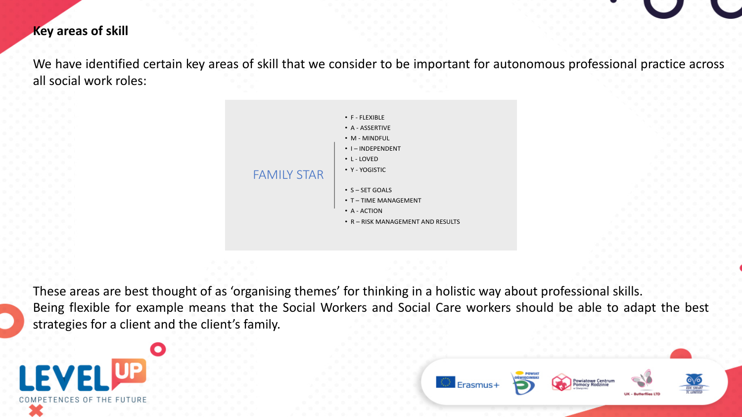## Key areas of skill

We have identified certain key areas of skill that we consider to be important for autonomous professional practice across all social work roles:

FAMILY STAR

- F - FLEXIBLE
- A - ASSERTIVE
- M - MINDFUL
- I – INDEPENDENT
- L - LOVED
- Y - YOGISTIC

- S – SET GOALS
- T – TIME MANAGEMENT
- A - ACTION
- R – RISK MANAGEMENT AND RESULTS

These areas are best thought of as 'organising themes' for thinking in a holistic way about professional skills.
Being flexible for example means that the Social Workers and Social Care workers should be able to adapt the best strategies for a client and the client's family.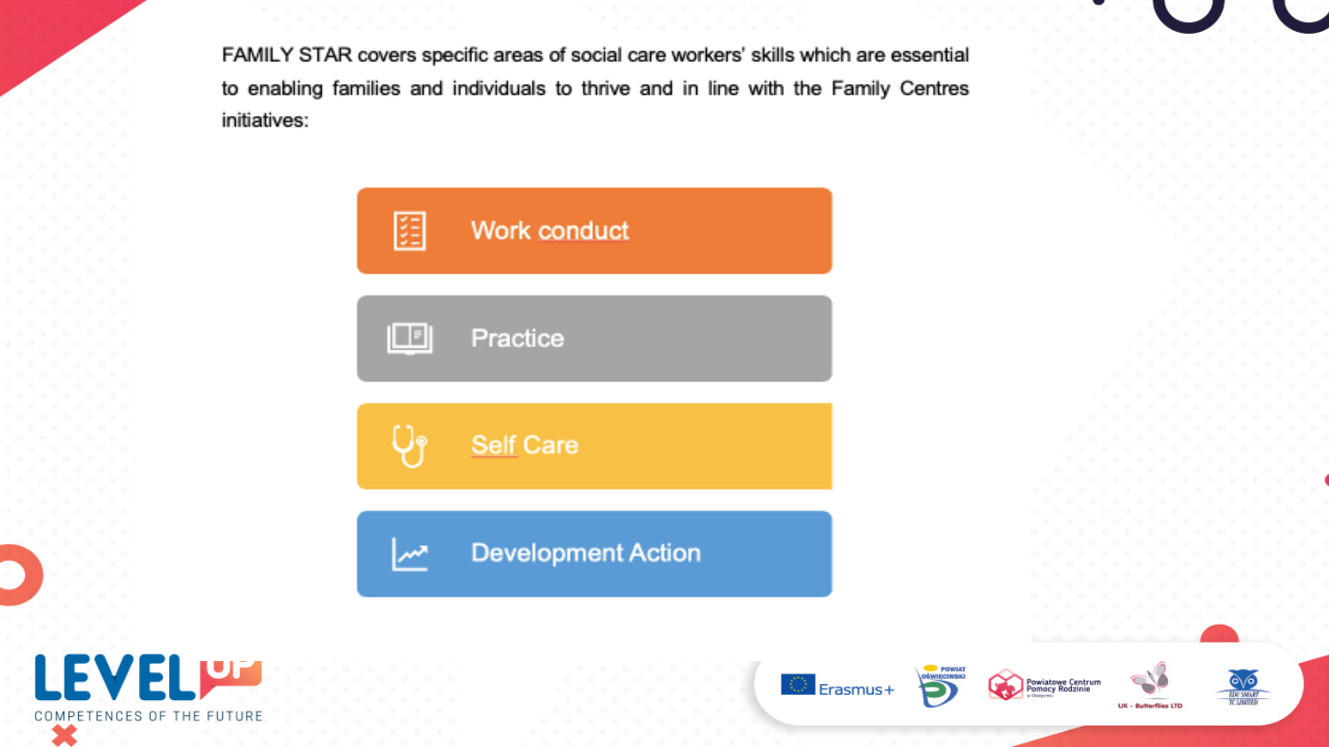FAMILY STAR covers specific areas of social care workers' skills which are essential to enabling families and individuals to thrive and in line with the Family Centres initiatives:

- Work conduct
- Practice
- Self Care
- Development Action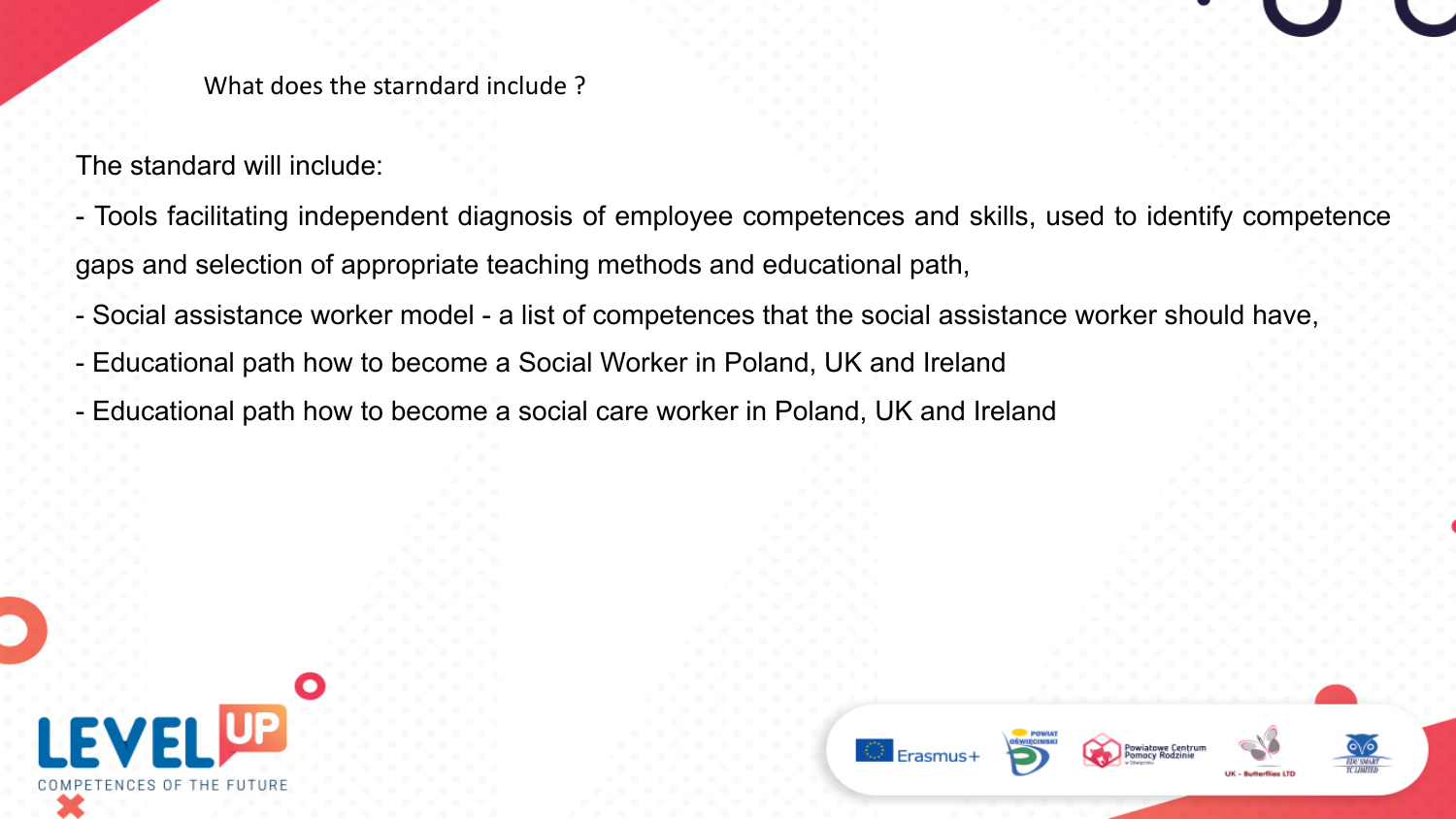## What does the starndard include ?

The standard will include:

- Tools facilitating independent diagnosis of employee competences and skills, used to identify competence gaps and selection of appropriate teaching methods and educational path,
- Social assistance worker model - a list of competences that the social assistance worker should have,
- Educational path how to become a Social Worker in Poland, UK and Ireland
- Educational path how to become a social care worker in Poland, UK and Ireland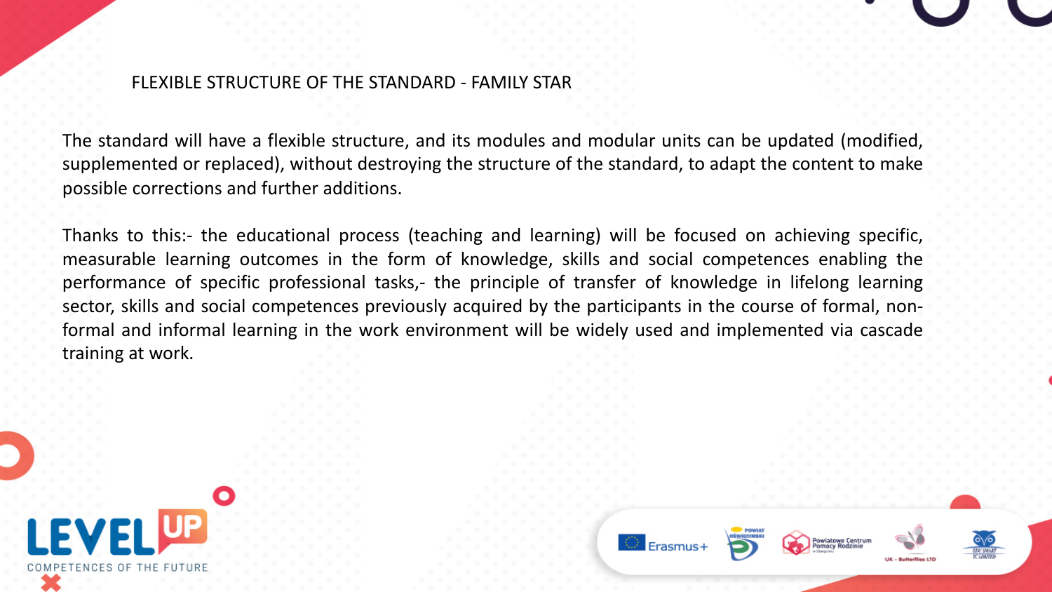## FLEXIBLE STRUCTURE OF THE STANDARD - FAMILY STAR

The standard will have a flexible structure, and its modules and modular units can be updated (modified, supplemented or replaced), without destroying the structure of the standard, to adapt the content to make possible corrections and further additions.

Thanks to this:- the educational process (teaching and learning) will be focused on achieving specific, measurable learning outcomes in the form of knowledge, skills and social competences enabling the performance of specific professional tasks,- the principle of transfer of knowledge in lifelong learning sector, skills and social competences previously acquired by the participants in the course of formal, non-formal and informal learning in the work environment will be widely used and implemented via cascade training at work.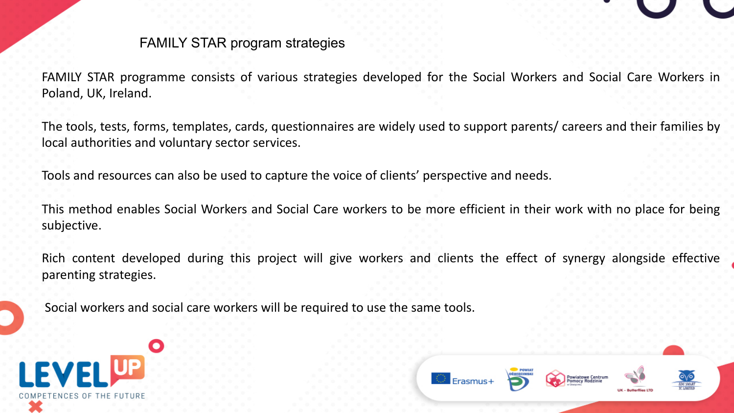# FAMILY STAR program strategies

FAMILY STAR programme consists of various strategies developed for the Social Workers and Social Care Workers in Poland, UK, Ireland.

The tools, tests, forms, templates, cards, questionnaires are widely used to support parents/ careers and their families by local authorities and voluntary sector services.

Tools and resources can also be used to capture the voice of clients' perspective and needs.

This method enables Social Workers and Social Care workers to be more efficient in their work with no place for being subjective.

Rich content developed during this project will give workers and clients the effect of synergy alongside effective parenting strategies.

Social workers and social care workers will be required to use the same tools.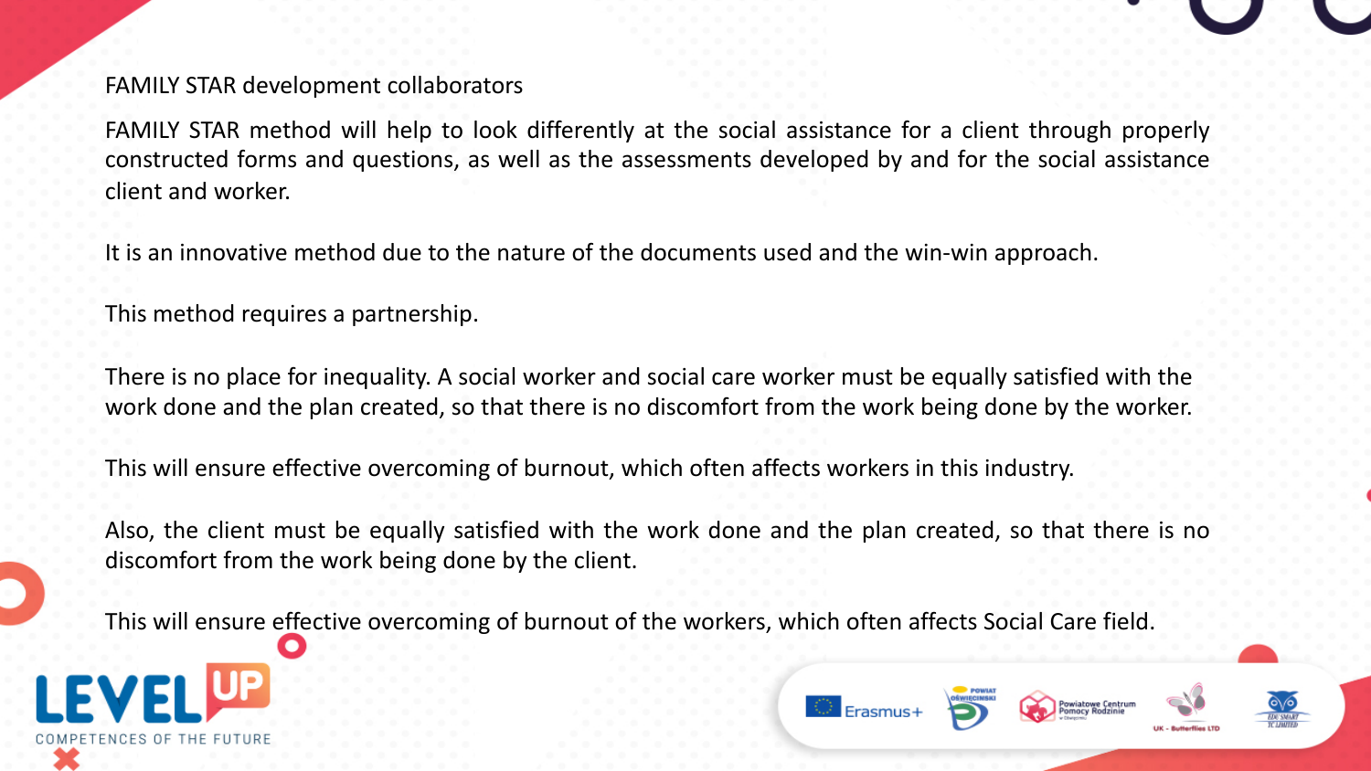## FAMILY STAR development collaborators

FAMILY STAR method will help to look differently at the social assistance for a client through properly constructed forms and questions, as well as the assessments developed by and for the social assistance client and worker.

It is an innovative method due to the nature of the documents used and the win-win approach.

This method requires a partnership.

There is no place for inequality. A social worker and social care worker must be equally satisfied with the work done and the plan created, so that there is no discomfort from the work being done by the worker.

This will ensure effective overcoming of burnout, which often affects workers in this industry.

Also, the client must be equally satisfied with the work done and the plan created, so that there is no discomfort from the work being done by the client.

This will ensure effective overcoming of burnout of the workers, which often affects Social Care field.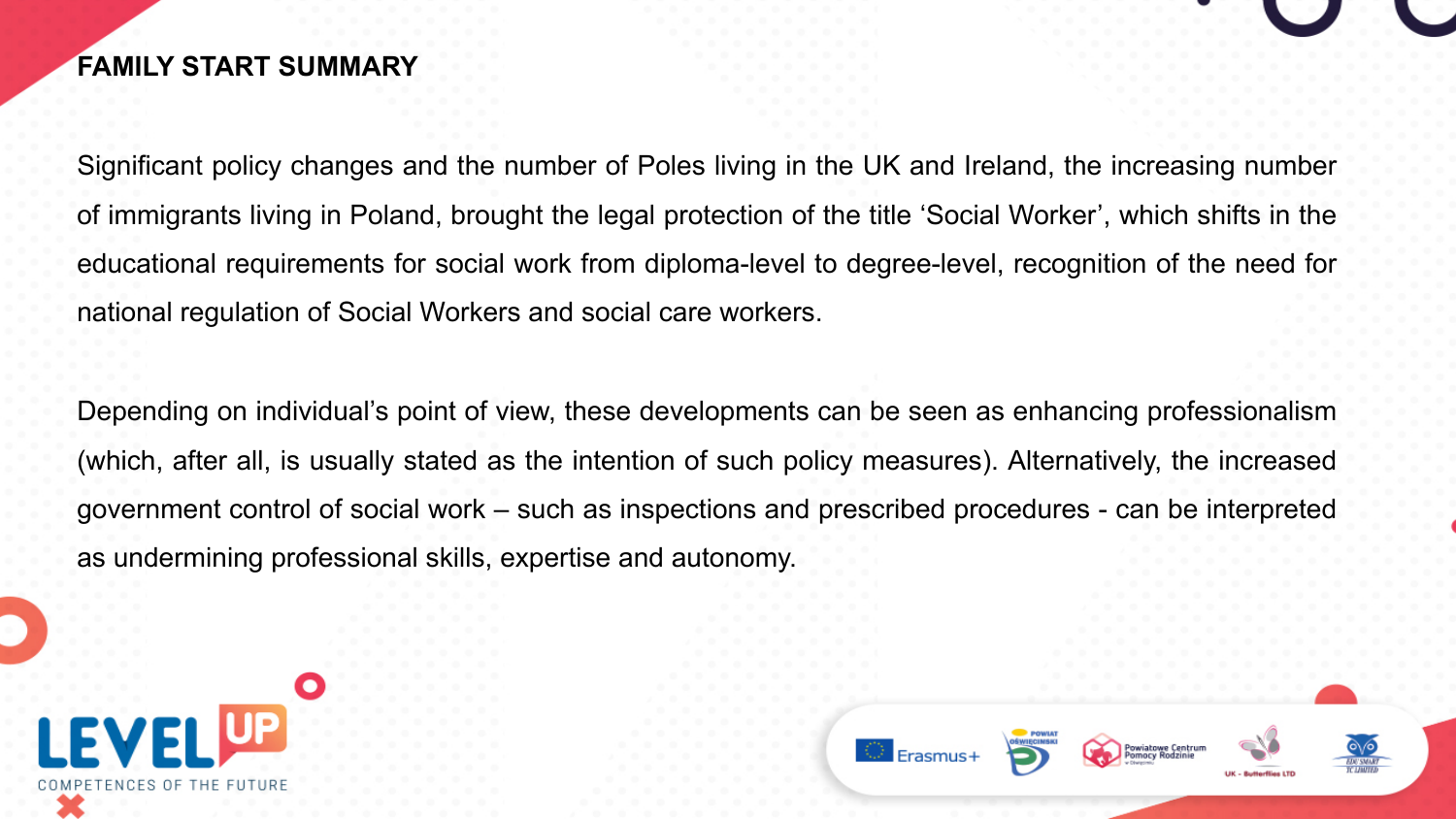# FAMILY START SUMMARY

Significant policy changes and the number of Poles living in the UK and Ireland, the increasing number of immigrants living in Poland, brought the legal protection of the title 'Social Worker', which shifts in the educational requirements for social work from diploma-level to degree-level, recognition of the need for national regulation of Social Workers and social care workers.

Depending on individual's point of view, these developments can be seen as enhancing professionalism (which, after all, is usually stated as the intention of such policy measures). Alternatively, the increased government control of social work – such as inspections and prescribed procedures - can be interpreted as undermining professional skills, expertise and autonomy.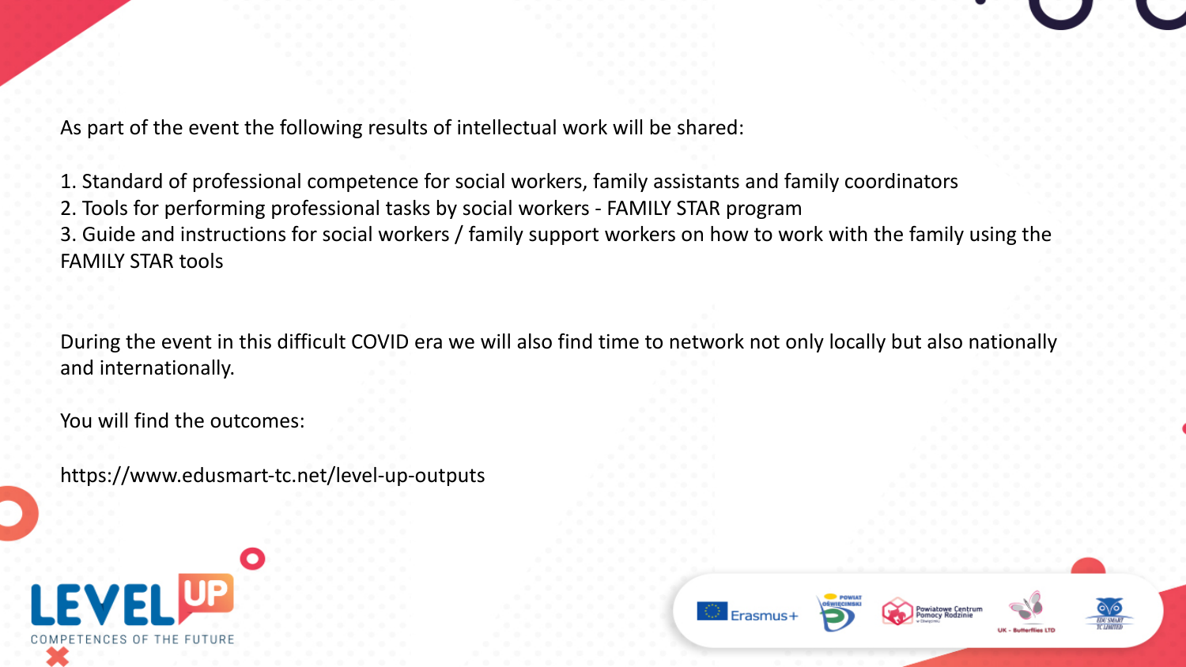As part of the event the following results of intellectual work will be shared:

1. Standard of professional competence for social workers, family assistants and family coordinators
2. Tools for performing professional tasks by social workers - FAMILY STAR program
3. Guide and instructions for social workers / family support workers on how to work with the family using the FAMILY STAR tools

During the event in this difficult COVID era we will also find time to network not only locally but also nationally and internationally.

You will find the outcomes:

https://www.edusmart-tc.net/level-up-outputs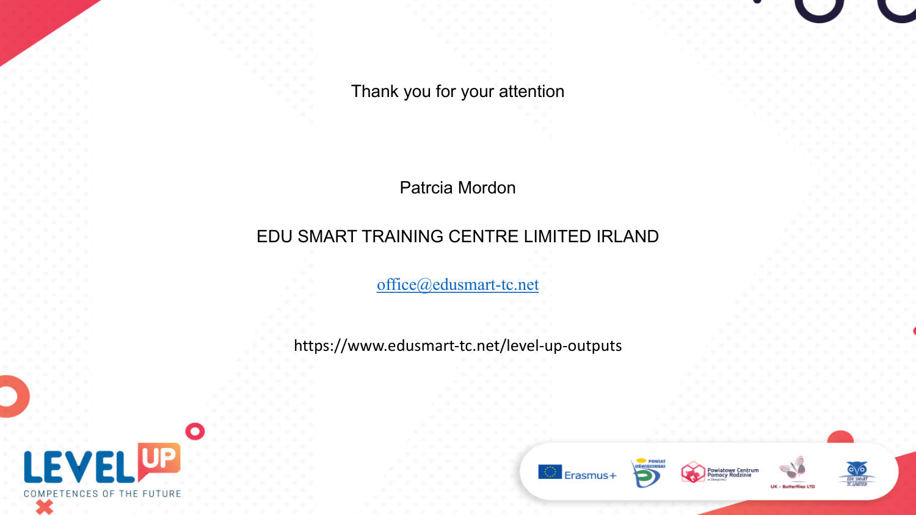Thank you for your attention

Patrcia Mordon

EDU SMART TRAINING CENTRE LIMITED IRLAND

office@edusmart-tc.net

https://www.edusmart-tc.net/level-up-outputs